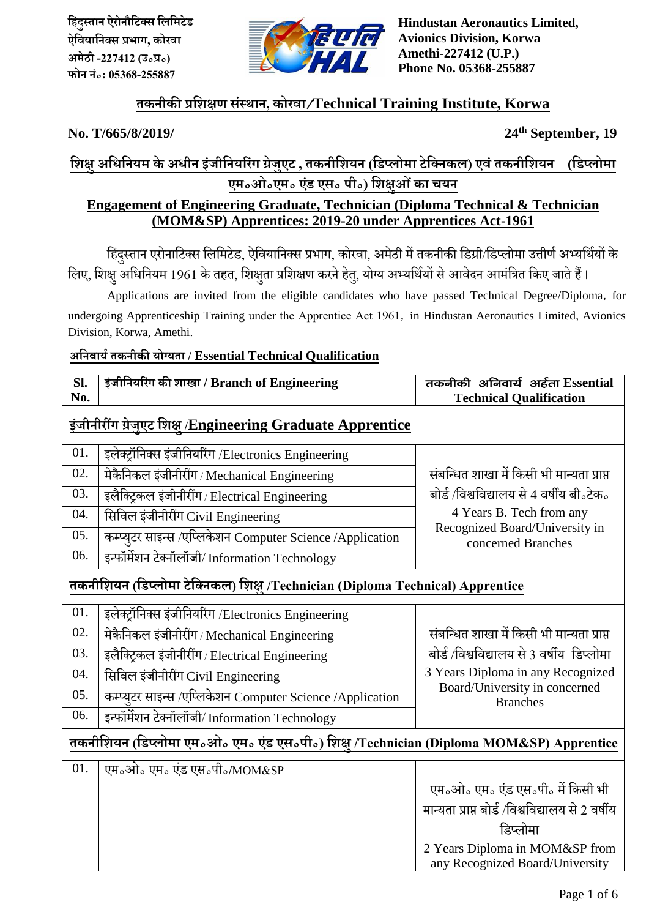हिंदुस्तान ऐरोनौटिक्स लिमिटेड
ऐवियानिक्स प्रभाग, कोरवा
अमेठी -227412 (उ०प्र०)
फोन नं०: 05368-255887

**Hindustan Aeronautics Limited,**
**Avionics Division, Korwa**
**Amethi-227412 (U.P.)**
**Phone No. 05368-255887**

## तकनीकी प्रशिक्षण संस्थान, कोरवा /Technical Training Institute, Korwa

**No. T/665/8/2019/** **24th September, 19**

## शिक्षु अधिनियम के अधीन इंजीनियरिंग ग्रेजुएट , तकनीशियन (डिप्लोमा टेक्निकल) एवं तकनीशियन (डिप्लोमा एम०ओ०एम० एंड एस० पी०) शिक्षुओं का चयन

## Engagement of Engineering Graduate, Technician (Diploma Technical & Technician (MOM&SP) Apprentices: 2019-20 under Apprentices Act-1961

हिंदुस्तान एरोनाटिक्स लिमिटेड, ऐवियानिक्स प्रभाग, कोरवा, अमेठी में तकनीकी डिग्री/डिप्लोमा उत्तीर्ण अभ्यर्थियों के लिए, शिक्षु अधिनियम 1961 के तहत, शिक्षुता प्रशिक्षण करने हेतु, योग्य अभ्यर्थियों से आवेदन आमंत्रित किए जाते हैं।

Applications are invited from the eligible candidates who have passed Technical Degree/Diploma, for undergoing Apprenticeship Training under the Apprentice Act 1961, in Hindustan Aeronautics Limited, Avionics Division, Korwa, Amethi.

**अनिवार्य तकनीकी योग्यता / Essential Technical Qualification**

| Sl. No. | इंजीनियरिंग की शाखा / Branch of Engineering | तकनीकी अनिवार्य अर्हता Essential Technical Qualification |
|---|---|---|
| **इंजीनीरींग ग्रेजुएट शिक्षु /Engineering Graduate Apprentice** | | |
| 01. | इलेक्ट्रॉनिक्स इंजीनियरिंग /Electronics Engineering | संबन्धित शाखा में किसी भी मान्यता प्राप्त बोर्ड /विश्वविद्यालय से 4 वर्षीय बी०टेक० 4 Years B. Tech from any Recognized Board/University in concerned Branches |
| 02. | मेकैनिकल इंजीनीरींग / Mechanical Engineering | |
| 03. | इलैक्ट्रिकल इंजीनीरींग / Electrical Engineering | |
| 04. | सिविल इंजीनीरींग Civil Engineering | |
| 05. | कम्प्युटर साइन्स /एप्लिकेशन Computer Science /Application | |
| 06. | इन्फॉर्मेशन टेक्नॉलॉजी/ Information Technology | |
| **तकनीशियन (डिप्लोमा टेक्निकल) शिक्षु /Technician (Diploma Technical) Apprentice** | | |
| 01. | इलेक्ट्रॉनिक्स इंजीनियरिंग /Electronics Engineering | संबन्धित शाखा में किसी भी मान्यता प्राप्त बोर्ड /विश्वविद्यालय से 3 वर्षीय डिप्लोमा 3 Years Diploma in any Recognized Board/University in concerned Branches |
| 02. | मेकैनिकल इंजीनीरींग / Mechanical Engineering | |
| 03. | इलैक्ट्रिकल इंजीनीरींग / Electrical Engineering | |
| 04. | सिविल इंजीनीरींग Civil Engineering | |
| 05. | कम्प्युटर साइन्स /एप्लिकेशन Computer Science /Application | |
| 06. | इन्फॉर्मेशन टेक्नॉलॉजी/ Information Technology | |
| **तकनीशियन (डिप्लोमा एम०ओ० एम० एंड एस०पी०) शिक्षु /Technician (Diploma MOM&SP) Apprentice** | | |
| 01. | एम०ओ० एम० एंड एस०पी०/MOM&SP | एम०ओ० एम० एंड एस०पी० में किसी भी मान्यता प्राप्त बोर्ड /विश्वविद्यालय से 2 वर्षीय डिप्लोमा 2 Years Diploma in MOM&SP from any Recognized Board/University |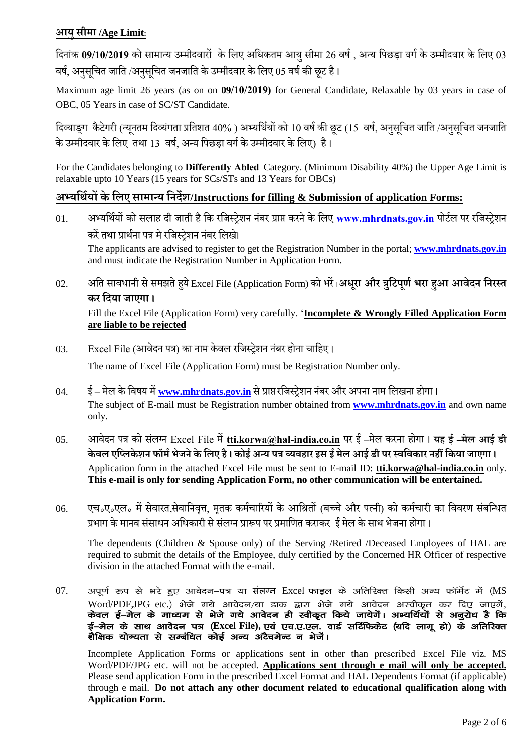## आयु सीमा /Age Limit:

दिनांक **09/10/2019** को सामान्य उम्मीदवारों के लिए अधिकतम आयु सीमा 26 वर्ष , अन्य पिछड़ा वर्ग के उम्मीदवार के लिए 03 वर्ष, अनुसूचित जाति /अनुसूचित जनजाति के उम्मीदवार के लिए 05 वर्ष की छूट है।

Maximum age limit 26 years (as on on **09/10/2019)** for General Candidate, Relaxable by 03 years in case of OBC, 05 Years in case of SC/ST Candidate.

दिव्याङ्ग कैटेगरी (न्यूनतम दिव्यंगता प्रतिशत 40% ) अभ्यर्थियों को 10 वर्ष की छूट (15 वर्ष, अनुसूचित जाति /अनुसूचित जनजाति के उम्मीदवार के लिए तथा 13 वर्ष, अन्य पिछड़ा वर्ग के उम्मीदवार के लिए) है।

For the Candidates belonging to **Differently Abled** Category. (Minimum Disability 40%) the Upper Age Limit is relaxable upto 10 Years (15 years for SCs/STs and 13 Years for OBCs)

## अभ्यर्थियों के लिए सामान्य निर्देश/Instructions for filling & Submission of application Forms:

01. अभ्यर्थियों को सलाह दी जाती है कि रजिस्ट्रेशन नंबर प्राप्त करने के लिए **www.mhrdnats.gov.in** पोर्टल पर रजिस्ट्रेशन करें तथा प्रार्थना पत्र मे रजिस्ट्रेशन नंबर लिखे।

    The applicants are advised to register to get the Registration Number in the portal; **www.mhrdnats.gov.in** and must indicate the Registration Number in Application Form.

02. अति सावधानी से समझते हुये Excel File (Application Form) को भरें। **अधूरा और त्रुटिपूर्ण भरा हुआ आवेदन निरस्त कर दिया जाएगा।**

    Fill the Excel File (Application Form) very carefully. '**Incomplete & Wrongly Filled Application Form are liable to be rejected**

03. Excel File (आवेदन पत्र) का नाम केवल रजिस्ट्रेशन नंबर होना चाहिए।

    The name of Excel File (Application Form) must be Registration Number only.

04. ई – मेल के विषय में **www.mhrdnats.gov.in** से प्राप्त रजिस्ट्रेशन नंबर और अपना नाम लिखना होगा।

    The subject of E-mail must be Registration number obtained from **www.mhrdnats.gov.in** and own name only.

05. आवेदन पत्र को संलग्न Excel File में **tti.korwa@hal-india.co.in** पर ई –मेल करना होगा। **यह ई –मेल आई डी केवल एप्लिकेशन फॉर्म भेजने के लिए है। कोई अन्य पत्र व्यवहार इस ई मेल आई डी पर स्वविकार नहीं किया जाएगा।**

    Application form in the attached Excel File must be sent to E-mail ID: **tti.korwa@hal-india.co.in** only. **This e-mail is only for sending Application Form, no other communication will be entertained.**

06. एच०ए०एल० में सेवारत,सेवानिवृत्त, मृतक कर्मचारियों के आश्रितों (बच्चे और पत्नी) को कर्मचारी का विवरण संबन्धित प्रभाग के मानव संसाधन अधिकारी से संलग्न प्रारूप पर प्रमाणित कराकर ई मेल के साथ भेजना होगा।

    The dependents (Children & Spouse only) of the Serving /Retired /Deceased Employees of HAL are required to submit the details of the Employee, duly certified by the Concerned HR Officer of respective division in the attached Format with the e-mail.

07. अपूर्ण रूप से भरे हुए आवेदन–पत्र या संलग्न Excel फाइल के अतिरिक्त किसी अन्य फॉर्मेट में (MS Word/PDF,JPG etc.) भेजे गये आवेदन/या डाक द्वारा भेजे गये आवेदन अस्वीकृत कर दिए जाएगें, **केवल ई–मेल के माध्यम से भेजे गये आवेदन ही स्वीकृत किये जायेगें। अभ्यर्थियों से अनुरोध है कि ई–मेल के साथ आवेदन पत्र (Excel File), एवं एच.ए.एल. वार्ड सर्टिफिकेट (यदि लागू हो) के अतिरिक्त शैक्षिक योग्यता से सम्बंधित कोई अन्य अटैचमेन्ट न भेजें।**

    Incomplete Application Forms or applications sent in other than prescribed Excel File viz. MS Word/PDF/JPG etc. will not be accepted. **Applications sent through e mail will only be accepted.** Please send application Form in the prescribed Excel Format and HAL Dependents Format (if applicable) through e mail. **Do not attach any other document related to educational qualification along with Application Form.**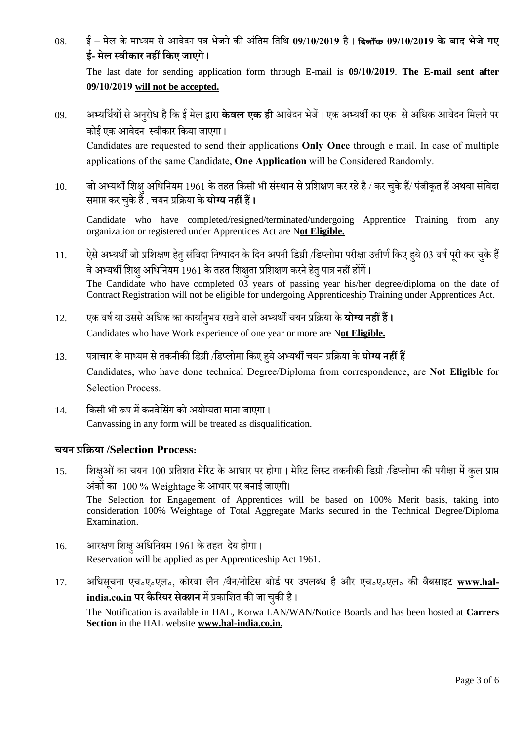08. ई – मेल के माध्यम से आवेदन पत्र भेजने की अंतिम तिथि **09/10/2019** है। **दिनाँक 09/10/2019 के बाद भेजे गए ई- मेल स्वीकार नहीं किए जाएगे।**

The last date for sending application form through E-mail is **09/10/2019**. **The E-mail sent after 09/10/2019 will not be accepted.**

09. अभ्यर्थियों से अनुरोध है कि ई मेल द्वारा **केवल एक ही** आवेदन भेजें। एक अभ्यर्थी का एक से अधिक आवेदन मिलने पर कोई एक आवेदन स्वीकार किया जाएगा।

Candidates are requested to send their applications **Only Once** through e mail. In case of multiple applications of the same Candidate, **One Application** will be Considered Randomly.

10. जो अभ्यर्थी शिक्षु अधिनियम 1961 के तहत किसी भी संस्थान से प्रशिक्षण कर रहे है / कर चुके हैं/ पंजीकृत हैं अथवा संविदा समाप्त कर चुके हैं , चयन प्रक्रिया के **योग्य नहीं हैं।**

Candidate who have completed/resigned/terminated/undergoing Apprentice Training from any organization or registered under Apprentices Act are **Not Eligible.**

11. ऐसे अभ्यर्थी जो प्रशिक्षण हेतु संविदा निष्पादन के दिन अपनी डिग्री /डिप्लोमा परीक्षा उत्तीर्ण किए हुये 03 वर्ष पूरी कर चुके हैं वे अभ्यर्थी शिक्षु अधिनियम 1961 के तहत शिक्षुता प्रशिक्षण करने हेतु पात्र नहीं होंगें।

The Candidate who have completed 03 years of passing year his/her degree/diploma on the date of Contract Registration will not be eligible for undergoing Apprenticeship Training under Apprentices Act.

12. एक वर्ष या उससे अधिक का कार्यानुभव रखने वाले अभ्यर्थी चयन प्रक्रिया के **योग्य नहीं हैं।**

Candidates who have Work experience of one year or more are **Not Eligible.**

13. पत्राचार के माध्यम से तकनीकी डिग्री /डिप्लोमा किए हुये अभ्यर्थी चयन प्रक्रिया के **योग्य नहीं हैं**

Candidates, who have done technical Degree/Diploma from correspondence, are **Not Eligible** for Selection Process.

14. किसी भी रूप में कनवेसिंग को अयोग्यता माना जाएगा।

Canvassing in any form will be treated as disqualification.

## चयन प्रक्रिया /Selection Process:

15. शिक्षुओं का चयन 100 प्रतिशत मेरिट के आधार पर होगा। मेरिट लिस्ट तकनीकी डिग्री /डिप्लोमा की परीक्षा में कुल प्राप्त अंकों का 100 % Weightage के आधार पर बनाई जाएगी।

The Selection for Engagement of Apprentices will be based on 100% Merit basis, taking into consideration 100% Weightage of Total Aggregate Marks secured in the Technical Degree/Diploma Examination.

16. आरक्षण शिक्षु अधिनियम 1961 के तहत देय होगा।

Reservation will be applied as per Apprenticeship Act 1961.

17. अधिसूचना एच०ए०एल०, कोरवा लैन /वैन/नोटिस बोर्ड पर उपलब्ध है और एच०ए०एल० की वैबसाइट **www.hal-india.co.in पर कैरियर सेक्शन** में प्रकाशित की जा चुकी है।

The Notification is available in HAL, Korwa LAN/WAN/Notice Boards and has been hosted at **Carrers Section** in the HAL website **www.hal-india.co.in.**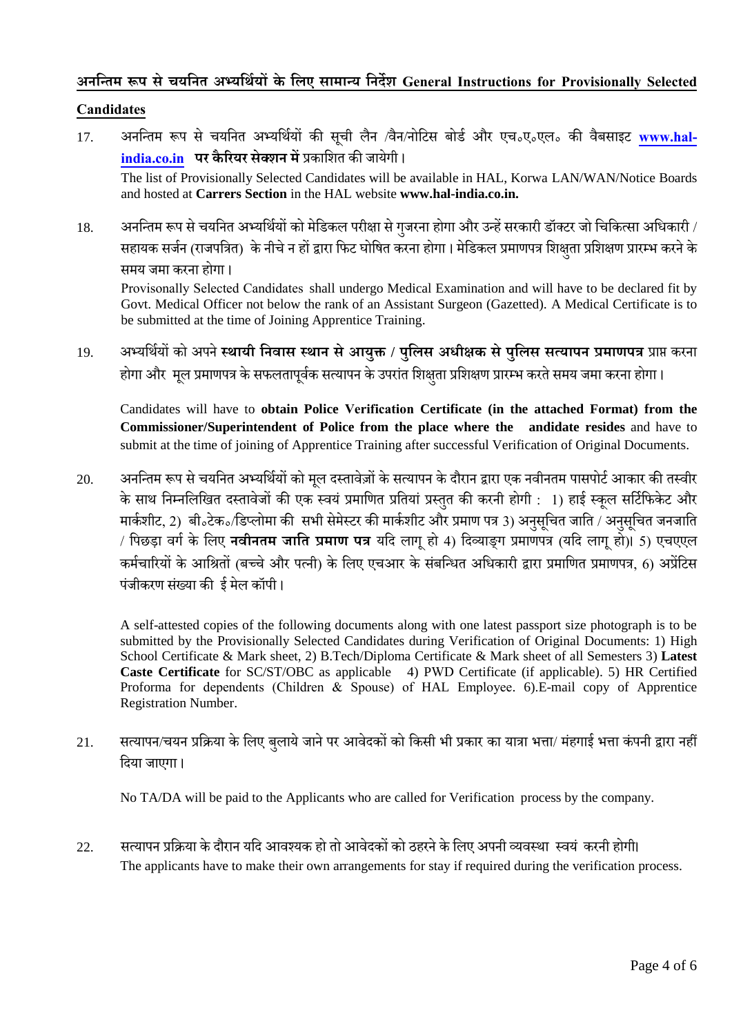## अनन्तिम रूप से चयनित अभ्यर्थियों के लिए सामान्य निर्देश General Instructions for Provisionally Selected Candidates

17. अनन्तिम रूप से चयनित अभ्यर्थियों की सूची लैन /वैन/नोटिस बोर्ड और एच॰ए॰एल॰ की वैबसाइट **www.hal-india.co.in पर कैरियर सेक्शन में** प्रकाशित की जायेगी।

    The list of Provisionally Selected Candidates will be available in HAL, Korwa LAN/WAN/Notice Boards and hosted at **Carrers Section** in the HAL website **www.hal-india.co.in.**

18. अनन्तिम रूप से चयनित अभ्यर्थियों को मेडिकल परीक्षा से गुजरना होगा और उन्हें सरकारी डॉक्टर जो चिकित्सा अधिकारी / सहायक सर्जन (राजपत्रित) के नीचे न हों द्वारा फिट घोषित करना होगा। मेडिकल प्रमाणपत्र शिक्षुता प्रशिक्षण प्रारम्भ करने के समय जमा करना होगा।

    Provisonally Selected Candidates shall undergo Medical Examination and will have to be declared fit by Govt. Medical Officer not below the rank of an Assistant Surgeon (Gazetted). A Medical Certificate is to be submitted at the time of Joining Apprentice Training.

19. अभ्यर्थियों को अपने **स्थायी निवास स्थान से आयुक्त / पुलिस अधीक्षक से पुलिस सत्यापन प्रमाणपत्र** प्राप्त करना होगा और मूल प्रमाणपत्र के सफलतापूर्वक सत्यापन के उपरांत शिक्षुता प्रशिक्षण प्रारम्भ करते समय जमा करना होगा।

    Candidates will have to **obtain Police Verification Certificate (in the attached Format) from the Commissioner/Superintendent of Police from the place where the andidate resides** and have to submit at the time of joining of Apprentice Training after successful Verification of Original Documents.

20. अनन्तिम रूप से चयनित अभ्यर्थियों को मूल दस्तावेज़ों के सत्यापन के दौरान द्वारा एक नवीनतम पासपोर्ट आकार की तस्वीर के साथ निम्नलिखित दस्तावेजों की एक स्वयं प्रमाणित प्रतियां प्रस्तुत की करनी होगी : 1) हाई स्कूल सर्टिफिकेट और मार्कशीट, 2) बी॰टेक॰/डिप्लोमा की सभी सेमेस्टर की मार्कशीट और प्रमाण पत्र 3) अनुसूचित जाति / अनुसूचित जनजाति / पिछड़ा वर्ग के लिए **नवीनतम जाति प्रमाण पत्र** यदि लागू हो 4) दिव्याङ्ग प्रमाणपत्र (यदि लागू हो)। 5) एचएएल कर्मचारियों के आश्रितों (बच्चे और पत्नी) के लिए एचआर के संबन्धित अधिकारी द्वारा प्रमाणित प्रमाणपत्र, 6) अप्रेंटिस पंजीकरण संख्या की ई मेल कॉपी।

    A self-attested copies of the following documents along with one latest passport size photograph is to be submitted by the Provisionally Selected Candidates during Verification of Original Documents: 1) High School Certificate & Mark sheet, 2) B.Tech/Diploma Certificate & Mark sheet of all Semesters 3) **Latest Caste Certificate** for SC/ST/OBC as applicable 4) PWD Certificate (if applicable). 5) HR Certified Proforma for dependents (Children & Spouse) of HAL Employee. 6).E-mail copy of Apprentice Registration Number.

21. सत्यापन/चयन प्रक्रिया के लिए बुलाये जाने पर आवेदकों को किसी भी प्रकार का यात्रा भत्ता/ मंहगाई भत्ता कंपनी द्वारा नहीं दिया जाएगा।

    No TA/DA will be paid to the Applicants who are called for Verification process by the company.

22. सत्यापन प्रक्रिया के दौरान यदि आवश्यक हो तो आवेदकों को ठहरने के लिए अपनी व्यवस्था स्वयं करनी होगी।

    The applicants have to make their own arrangements for stay if required during the verification process.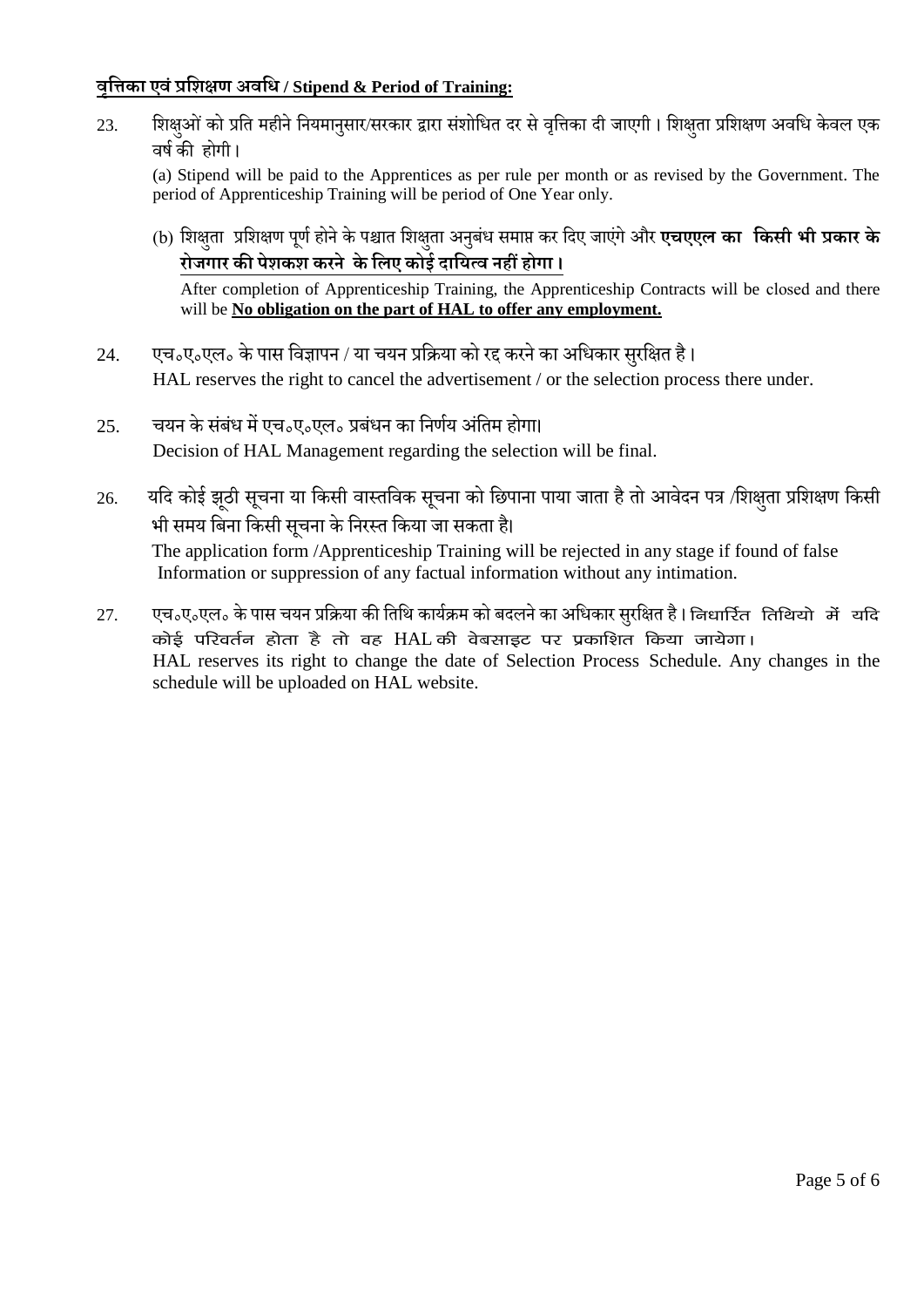**<u>वृत्तिका एवं प्रशिक्षण अवधि / Stipend & Period of Training:</u>**

23. शिक्षुओं को प्रति महीने नियमानुसार/सरकार द्वारा संशोधित दर से वृत्तिका दी जाएगी। शिक्षुता प्रशिक्षण अवधि केवल एक वर्ष की होगी।

    (a) Stipend will be paid to the Apprentices as per rule per month or as revised by the Government. The period of Apprenticeship Training will be period of One Year only.

    (b) शिक्षुता प्रशिक्षण पूर्ण होने के पश्चात शिक्षुता अनुबंध समाप्त कर दिए जाएंगे और **<u>एचएएल का किसी भी प्रकार के रोजगार की पेशकश करने के लिए कोई दायित्व नहीं होगा।</u>**

    After completion of Apprenticeship Training, the Apprenticeship Contracts will be closed and there will be **<u>No obligation on the part of HAL to offer any employment.</u>**

24. एच०ए०एल० के पास विज्ञापन / या चयन प्रक्रिया को रद्द करने का अधिकार सुरक्षित है।
    HAL reserves the right to cancel the advertisement / or the selection process there under.

25. चयन के संबंध में एच०ए०एल० प्रबंधन का निर्णय अंतिम होगा।
    Decision of HAL Management regarding the selection will be final.

26. यदि कोई झूठी सूचना या किसी वास्तविक सूचना को छिपाना पाया जाता है तो आवेदन पत्र /शिक्षुता प्रशिक्षण किसी भी समय बिना किसी सूचना के निरस्त किया जा सकता है।
    The application form /Apprenticeship Training will be rejected in any stage if found of false Information or suppression of any factual information without any intimation.

27. एच०ए०एल० के पास चयन प्रक्रिया की तिथि कार्यक्रम को बदलने का अधिकार सुरक्षित है। निधार्रित तिथियो में यदि कोई परिवर्तन होता है तो वह HAL की वेबसाइट पर प्रकाशित किया जायेगा।
    HAL reserves its right to change the date of Selection Process Schedule. Any changes in the schedule will be uploaded on HAL website.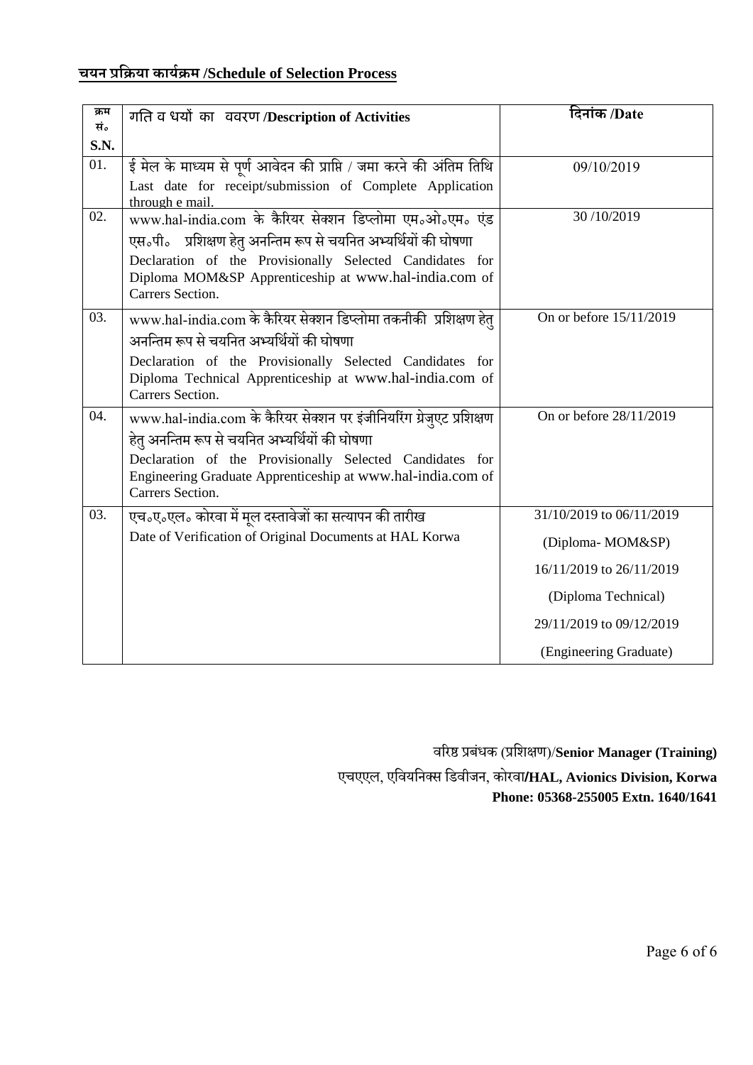## चयन प्रक्रिया कार्यक्रम /Schedule of Selection Process

| क्रम सं॰ S.N. | गति व धयों का वव रण /Description of Activities | दिनांक /Date |
|---|---|---|
| 01. | ई मेल के माध्यम से पूर्ण आवेदन की प्राप्ति / जमा करने की अंतिम तिथि<br>Last date for receipt/submission of Complete Application through e mail. | 09/10/2019 |
| 02. | www.hal-india.com के कैरियर सेक्शन डिप्लोमा एम॰ओ॰एम॰ एंड एस॰पी॰ प्रशिक्षण हेतु अनन्तिम रूप से चयनित अभ्यर्थियों की घोषणा<br>Declaration of the Provisionally Selected Candidates for Diploma MOM&SP Apprenticeship at www.hal-india.com of Carrers Section. | 30 /10/2019 |
| 03. | www.hal-india.com के कैरियर सेक्शन डिप्लोमा तकनीकी प्रशिक्षण हेतु अनन्तिम रूप से चयनित अभ्यर्थियों की घोषणा<br>Declaration of the Provisionally Selected Candidates for Diploma Technical Apprenticeship at www.hal-india.com of Carrers Section. | On or before 15/11/2019 |
| 04. | www.hal-india.com के कैरियर सेक्शन पर इंजीनियरिंग ग्रेजुएट प्रशिक्षण हेतु अनन्तिम रूप से चयनित अभ्यर्थियों की घोषणा<br>Declaration of the Provisionally Selected Candidates for Engineering Graduate Apprenticeship at www.hal-india.com of Carrers Section. | On or before 28/11/2019 |
| 03. | एच॰ए॰एल॰ कोरवा में मूल दस्तावेजों का सत्यापन की तारीख<br>Date of Verification of Original Documents at HAL Korwa | 31/10/2019 to 06/11/2019<br>(Diploma- MOM&SP)<br>16/11/2019 to 26/11/2019<br>(Diploma Technical)<br>29/11/2019 to 09/12/2019<br>(Engineering Graduate) |

वरिष्ठ प्रबंधक (प्रशिक्षण)/**Senior Manager (Training)**

एचएएल, एवियनिक्स डिवीजन, कोरवा/**HAL, Avionics Division, Korwa**

**Phone: 05368-255005 Extn. 1640/1641**